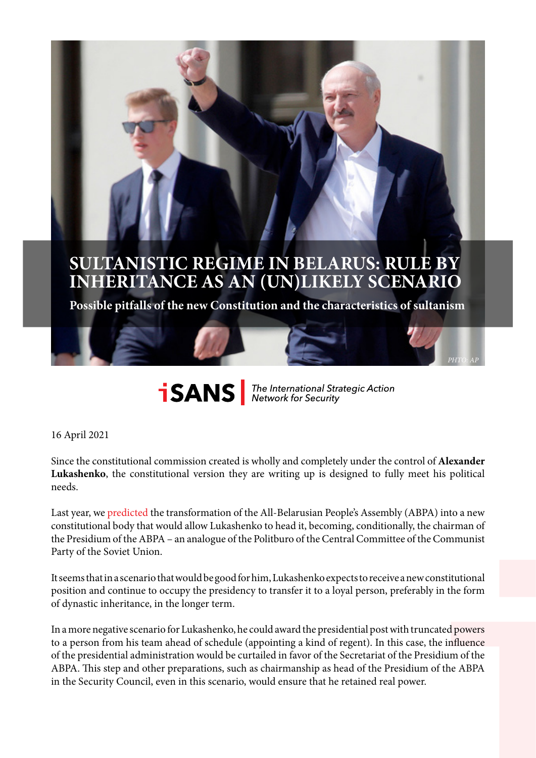# SULTANISTIC REGIME IN BELARUS: RULE BY INHERITANCE AS AN (UN)LIKELY SCENARIO

**Possible pitfalls of the new Constitution and the characteristics of sultanism**

PHTO: AP

iSANS | The International Strategic Action Network for Security

16 April 2021

Since the constitutional commission created is wholly and completely under the control of **Alexander Lukashenko**, the constitutional version they are writing up is designed to fully meet his political needs.

Last year, we predicted the transformation of the All-Belarusian People's Assembly (ABPA) into a new constitutional body that would allow Lukashenko to head it, becoming, conditionally, the chairman of the Presidium of the ABPA – an analogue of the Politburo of the Central Committee of the Communist Party of the Soviet Union.

It seems that in a scenario that would be good for him, Lukashenko expects to receive a new constitutional position and continue to occupy the presidency to transfer it to a loyal person, preferably in the form of dynastic inheritance, in the longer term.

In a more negative scenario for Lukashenko, he could award the presidential post with truncated powers to a person from his team ahead of schedule (appointing a kind of regent). In this case, the influence of the presidential administration would be curtailed in favor of the Secretariat of the Presidium of the ABPA. This step and other preparations, such as chairmanship as head of the Presidium of the ABPA in the Security Council, even in this scenario, would ensure that he retained real power.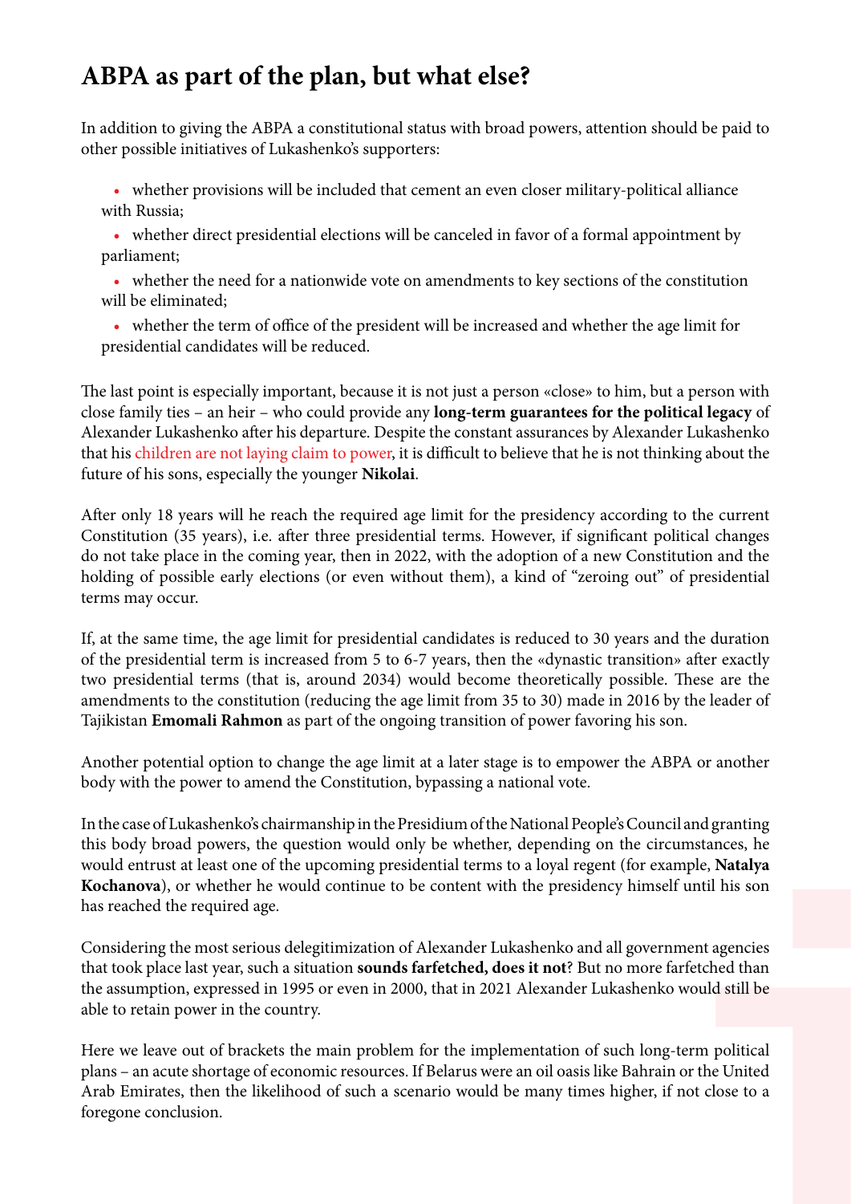## ABPA as part of the plan, but what else?

In addition to giving the ABPA a constitutional status with broad powers, attention should be paid to other possible initiatives of Lukashenko's supporters:

- whether provisions will be included that cement an even closer military-political alliance with Russia;
- whether direct presidential elections will be canceled in favor of a formal appointment by parliament;
- whether the need for a nationwide vote on amendments to key sections of the constitution will be eliminated;
- whether the term of office of the president will be increased and whether the age limit for presidential candidates will be reduced.

The last point is especially important, because it is not just a person «close» to him, but a person with close family ties – an heir – who could provide any **long-term guarantees for the political legacy** of Alexander Lukashenko after his departure. Despite the constant assurances by Alexander Lukashenko that his children are not laying claim to power, it is difficult to believe that he is not thinking about the future of his sons, especially the younger **Nikolai**.

After only 18 years will he reach the required age limit for the presidency according to the current Constitution (35 years), i.e. after three presidential terms. However, if significant political changes do not take place in the coming year, then in 2022, with the adoption of a new Constitution and the holding of possible early elections (or even without them), a kind of "zeroing out" of presidential terms may occur.

If, at the same time, the age limit for presidential candidates is reduced to 30 years and the duration of the presidential term is increased from 5 to 6-7 years, then the «dynastic transition» after exactly two presidential terms (that is, around 2034) would become theoretically possible. These are the amendments to the constitution (reducing the age limit from 35 to 30) made in 2016 by the leader of Tajikistan **Emomali Rahmon** as part of the ongoing transition of power favoring his son.

Another potential option to change the age limit at a later stage is to empower the ABPA or another body with the power to amend the Constitution, bypassing a national vote.

In the case of Lukashenko's chairmanship in the Presidium of the National People's Council and granting this body broad powers, the question would only be whether, depending on the circumstances, he would entrust at least one of the upcoming presidential terms to a loyal regent (for example, **Natalya Kochanova**), or whether he would continue to be content with the presidency himself until his son has reached the required age.

Considering the most serious delegitimization of Alexander Lukashenko and all government agencies that took place last year, such a situation **sounds farfetched, does it not**? But no more farfetched than the assumption, expressed in 1995 or even in 2000, that in 2021 Alexander Lukashenko would still be able to retain power in the country.

Here we leave out of brackets the main problem for the implementation of such long-term political plans – an acute shortage of economic resources. If Belarus were an oil oasis like Bahrain or the United Arab Emirates, then the likelihood of such a scenario would be many times higher, if not close to a foregone conclusion.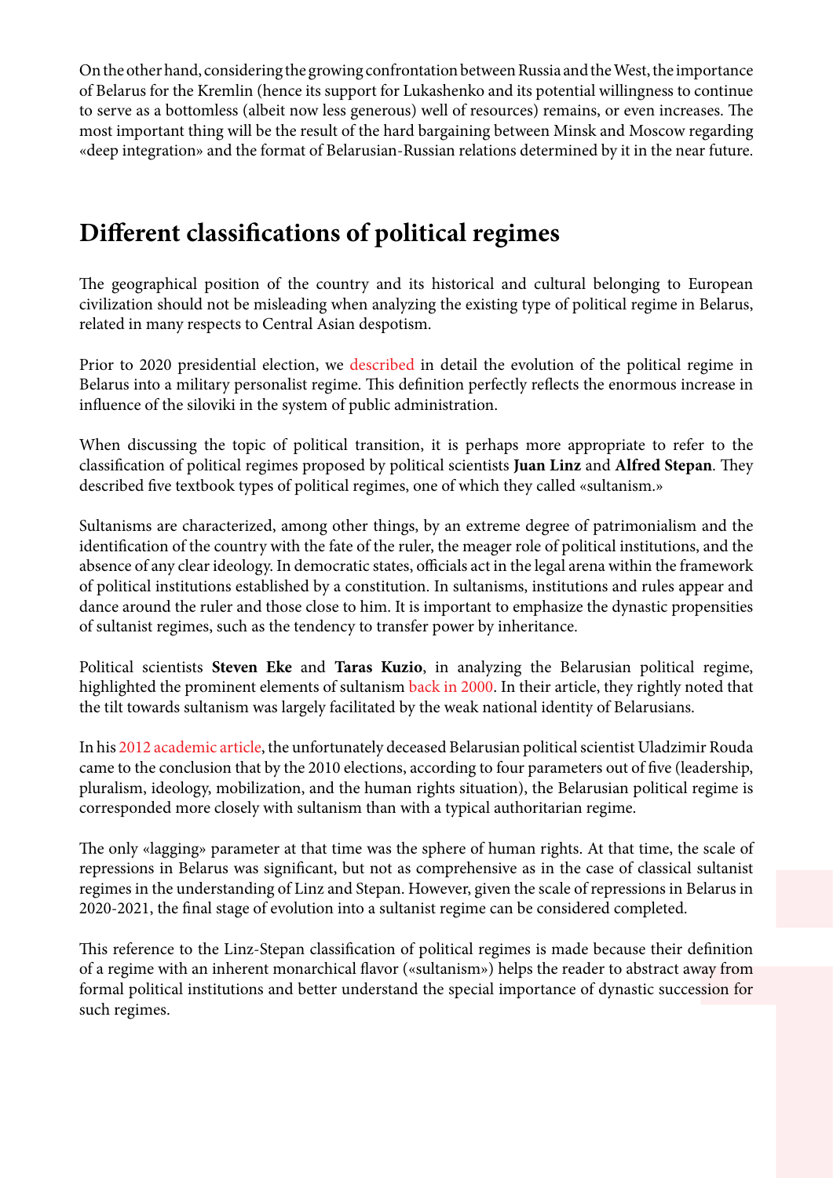On the other hand, considering the growing confrontation between Russia and the West, the importance of Belarus for the Kremlin (hence its support for Lukashenko and its potential willingness to continue to serve as a bottomless (albeit now less generous) well of resources) remains, or even increases. The most important thing will be the result of the hard bargaining between Minsk and Moscow regarding «deep integration» and the format of Belarusian-Russian relations determined by it in the near future.

## Different classifications of political regimes

The geographical position of the country and its historical and cultural belonging to European civilization should not be misleading when analyzing the existing type of political regime in Belarus, related in many respects to Central Asian despotism.

Prior to 2020 presidential election, we described in detail the evolution of the political regime in Belarus into a military personalist regime. This definition perfectly reflects the enormous increase in influence of the siloviki in the system of public administration.

When discussing the topic of political transition, it is perhaps more appropriate to refer to the classification of political regimes proposed by political scientists **Juan Linz** and **Alfred Stepan**. They described five textbook types of political regimes, one of which they called «sultanism.»

Sultanisms are characterized, among other things, by an extreme degree of patrimonialism and the identification of the country with the fate of the ruler, the meager role of political institutions, and the absence of any clear ideology. In democratic states, officials act in the legal arena within the framework of political institutions established by a constitution. In sultanisms, institutions and rules appear and dance around the ruler and those close to him. It is important to emphasize the dynastic propensities of sultanist regimes, such as the tendency to transfer power by inheritance.

Political scientists **Steven Eke** and **Taras Kuzio**, in analyzing the Belarusian political regime, highlighted the prominent elements of sultanism back in 2000. In their article, they rightly noted that the tilt towards sultanism was largely facilitated by the weak national identity of Belarusians.

In his 2012 academic article, the unfortunately deceased Belarusian political scientist Uladzimir Rouda came to the conclusion that by the 2010 elections, according to four parameters out of five (leadership, pluralism, ideology, mobilization, and the human rights situation), the Belarusian political regime is corresponded more closely with sultanism than with a typical authoritarian regime.

The only «lagging» parameter at that time was the sphere of human rights. At that time, the scale of repressions in Belarus was significant, but not as comprehensive as in the case of classical sultanist regimes in the understanding of Linz and Stepan. However, given the scale of repressions in Belarus in 2020-2021, the final stage of evolution into a sultanist regime can be considered completed.

This reference to the Linz-Stepan classification of political regimes is made because their definition of a regime with an inherent monarchical flavor («sultanism») helps the reader to abstract away from formal political institutions and better understand the special importance of dynastic succession for such regimes.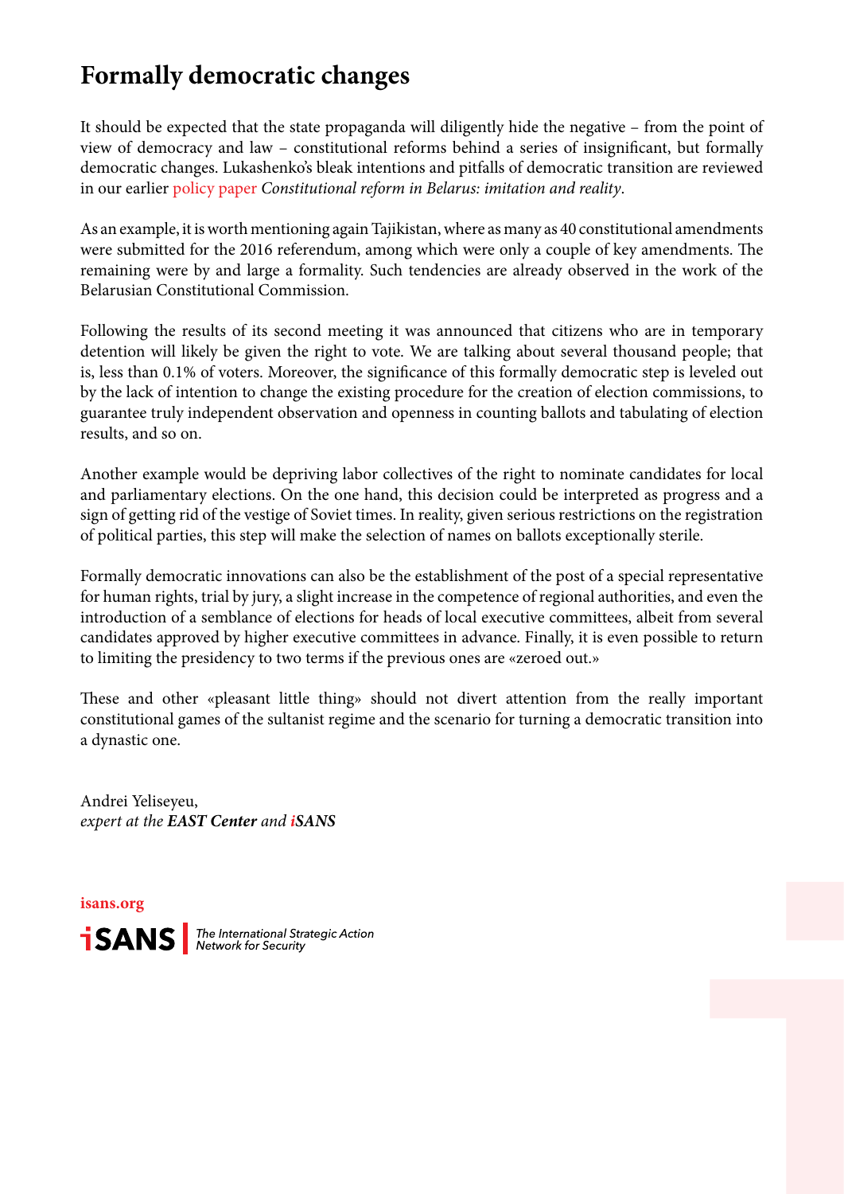## Formally democratic changes

It should be expected that the state propaganda will diligently hide the negative – from the point of view of democracy and law – constitutional reforms behind a series of insignificant, but formally democratic changes. Lukashenko's bleak intentions and pitfalls of democratic transition are reviewed in our earlier policy paper *Constitutional reform in Belarus: imitation and reality*.

As an example, it is worth mentioning again Tajikistan, where as many as 40 constitutional amendments were submitted for the 2016 referendum, among which were only a couple of key amendments. The remaining were by and large a formality. Such tendencies are already observed in the work of the Belarusian Constitutional Commission.

Following the results of its second meeting it was announced that citizens who are in temporary detention will likely be given the right to vote. We are talking about several thousand people; that is, less than 0.1% of voters. Moreover, the significance of this formally democratic step is leveled out by the lack of intention to change the existing procedure for the creation of election commissions, to guarantee truly independent observation and openness in counting ballots and tabulating of election results, and so on.

Another example would be depriving labor collectives of the right to nominate candidates for local and parliamentary elections. On the one hand, this decision could be interpreted as progress and a sign of getting rid of the vestige of Soviet times. In reality, given serious restrictions on the registration of political parties, this step will make the selection of names on ballots exceptionally sterile.

Formally democratic innovations can also be the establishment of the post of a special representative for human rights, trial by jury, a slight increase in the competence of regional authorities, and even the introduction of a semblance of elections for heads of local executive committees, albeit from several candidates approved by higher executive committees in advance. Finally, it is even possible to return to limiting the presidency to two terms if the previous ones are «zeroed out.»

These and other «pleasant little thing» should not divert attention from the really important constitutional games of the sultanist regime and the scenario for turning a democratic transition into a dynastic one.

Andrei Yeliseyeu,
*expert at the **EAST Center** and **iSANS***

isans.org

iSANS | The International Strategic Action Network for Security